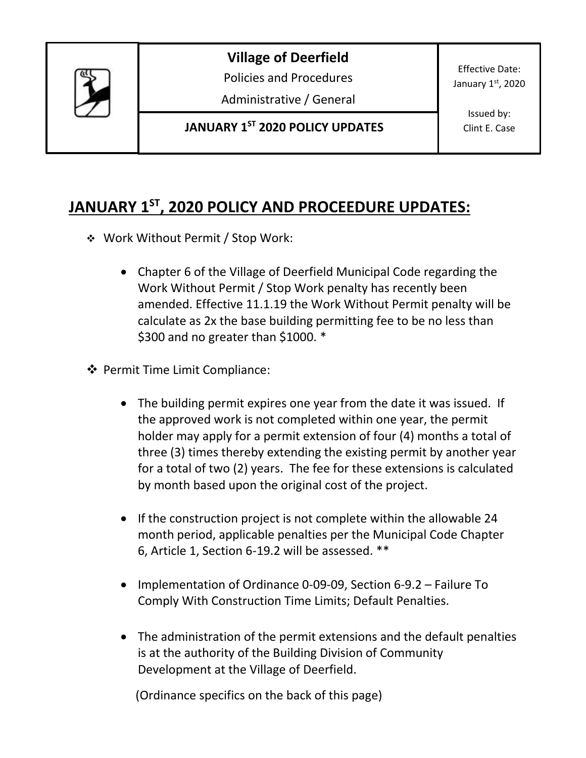| | **Village of Deerfield**<br>Policies and Procedures<br>Administrative / General | Effective Date:<br>January 1st, 2020 |
|---|---|---|
| | **JANUARY 1ST 2020 POLICY UPDATES** | Issued by:<br>Clint E. Case |

## JANUARY 1ST, 2020 POLICY AND PROCEEDURE UPDATES:

- Work Without Permit / Stop Work:

  - Chapter 6 of the Village of Deerfield Municipal Code regarding the Work Without Permit / Stop Work penalty has recently been amended. Effective 11.1.19 the Work Without Permit penalty will be calculate as 2x the base building permitting fee to be no less than $300 and no greater than $1000. *

- Permit Time Limit Compliance:

  - The building permit expires one year from the date it was issued. If the approved work is not completed within one year, the permit holder may apply for a permit extension of four (4) months a total of three (3) times thereby extending the existing permit by another year for a total of two (2) years. The fee for these extensions is calculated by month based upon the original cost of the project.

  - If the construction project is not complete within the allowable 24 month period, applicable penalties per the Municipal Code Chapter 6, Article 1, Section 6-19.2 will be assessed. **

  - Implementation of Ordinance 0-09-09, Section 6-9.2 – Failure To Comply With Construction Time Limits; Default Penalties.

  - The administration of the permit extensions and the default penalties is at the authority of the Building Division of Community Development at the Village of Deerfield.

(Ordinance specifics on the back of this page)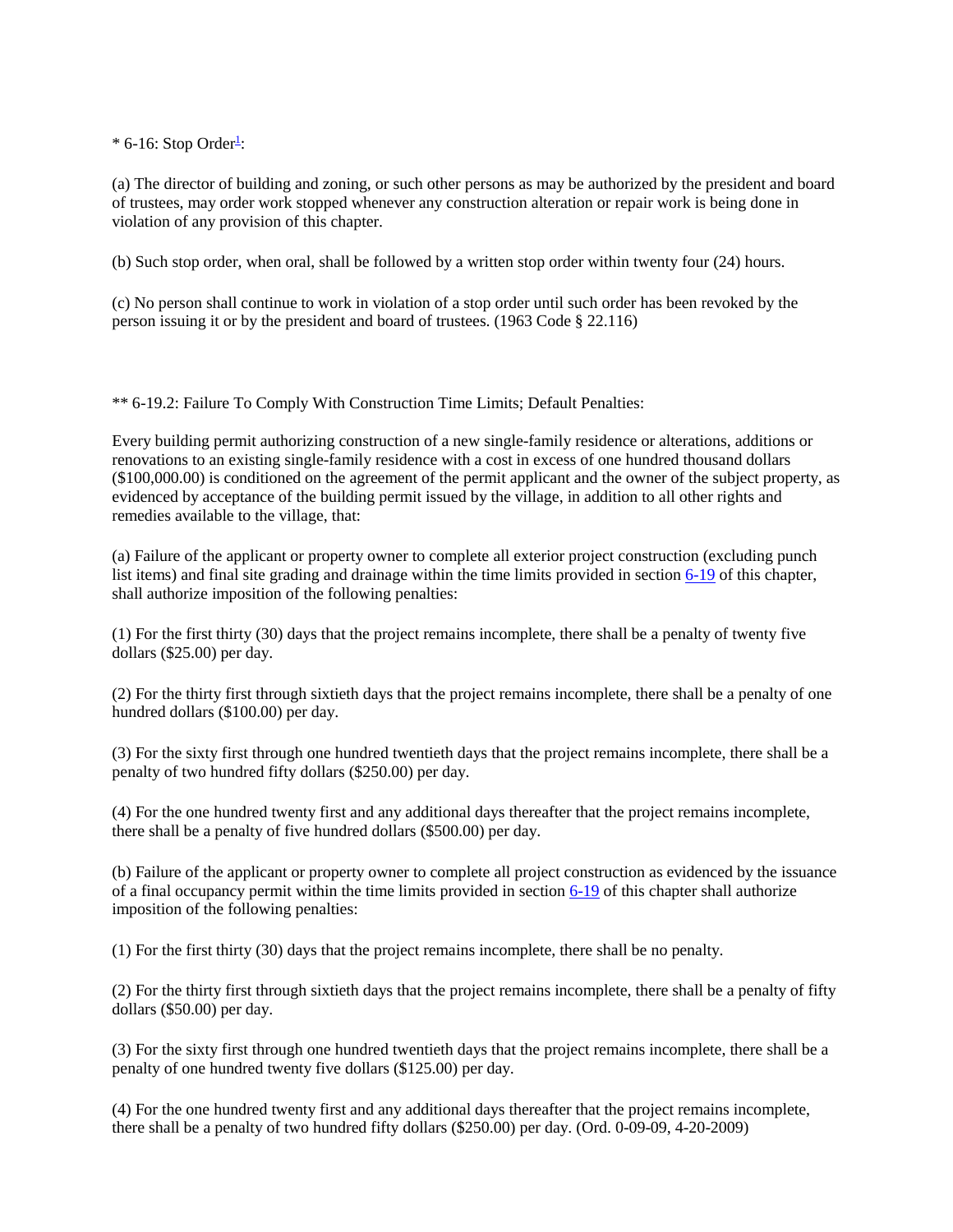* 6-16: Stop Order[1]:

(a) The director of building and zoning, or such other persons as may be authorized by the president and board of trustees, may order work stopped whenever any construction alteration or repair work is being done in violation of any provision of this chapter.

(b) Such stop order, when oral, shall be followed by a written stop order within twenty four (24) hours.

(c) No person shall continue to work in violation of a stop order until such order has been revoked by the person issuing it or by the president and board of trustees. (1963 Code § 22.116)

** 6-19.2: Failure To Comply With Construction Time Limits; Default Penalties:

Every building permit authorizing construction of a new single-family residence or alterations, additions or renovations to an existing single-family residence with a cost in excess of one hundred thousand dollars ($100,000.00) is conditioned on the agreement of the permit applicant and the owner of the subject property, as evidenced by acceptance of the building permit issued by the village, in addition to all other rights and remedies available to the village, that:

(a) Failure of the applicant or property owner to complete all exterior project construction (excluding punch list items) and final site grading and drainage within the time limits provided in section 6-19 of this chapter, shall authorize imposition of the following penalties:

(1) For the first thirty (30) days that the project remains incomplete, there shall be a penalty of twenty five dollars ($25.00) per day.

(2) For the thirty first through sixtieth days that the project remains incomplete, there shall be a penalty of one hundred dollars ($100.00) per day.

(3) For the sixty first through one hundred twentieth days that the project remains incomplete, there shall be a penalty of two hundred fifty dollars ($250.00) per day.

(4) For the one hundred twenty first and any additional days thereafter that the project remains incomplete, there shall be a penalty of five hundred dollars ($500.00) per day.

(b) Failure of the applicant or property owner to complete all project construction as evidenced by the issuance of a final occupancy permit within the time limits provided in section 6-19 of this chapter shall authorize imposition of the following penalties:

(1) For the first thirty (30) days that the project remains incomplete, there shall be no penalty.

(2) For the thirty first through sixtieth days that the project remains incomplete, there shall be a penalty of fifty dollars ($50.00) per day.

(3) For the sixty first through one hundred twentieth days that the project remains incomplete, there shall be a penalty of one hundred twenty five dollars ($125.00) per day.

(4) For the one hundred twenty first and any additional days thereafter that the project remains incomplete, there shall be a penalty of two hundred fifty dollars ($250.00) per day. (Ord. 0-09-09, 4-20-2009)